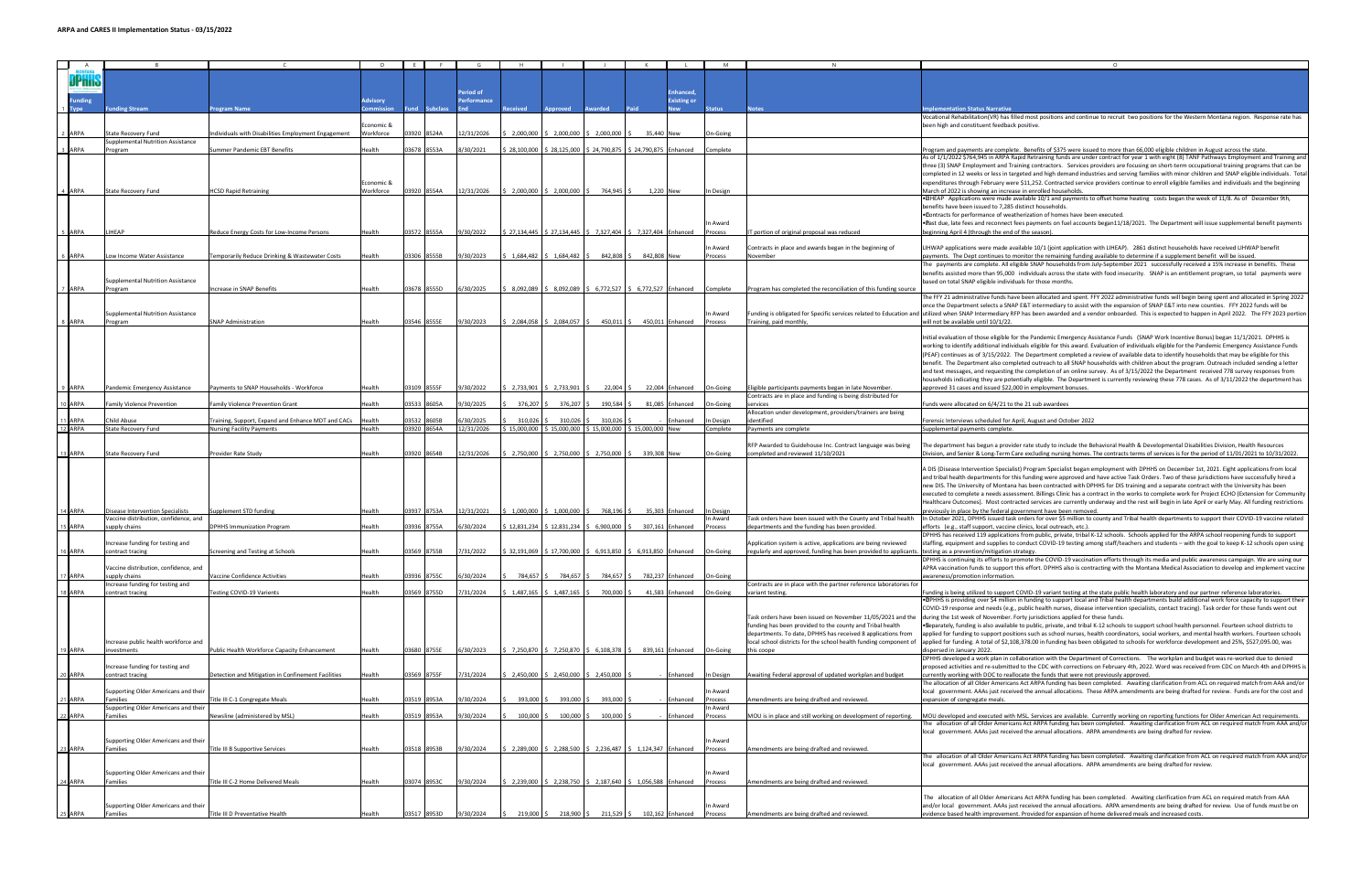# ARPA and CARES II Implementation Status - 03/15/2022

| Funding Type | Funding Stream | Program Name | Advisory Commission | Fund | Subclass | Period of Performance End | Received | Approved | Awarded | Paid | Enhanced, Existing or New | Status | Notes | Implementation Status Narrative |
|---|---|---|---|---|---|---|---|---|---|---|---|---|---|---|
| ARPA | State Recovery Fund | Individuals with Disabilities Employment Engagement | Economic & Workforce | 03920 | 8524A | 12/31/2026 | $ 2,000,000 | $ 2,000,000 | $ 2,000,000 | $ 35,440 | New | On-Going | | Vocational Rehabilitation(VR) has filled most positions and continue to recruit two positions for the Western Montana region. Response rate has been high and constituent feedback positive. |
| ARPA | Supplemental Nutrition Assistance Program | Summer Pandemic EBT Benefits | Health | 03678 | 8553A | 8/30/2021 | $ 28,100,000 | $ 28,125,000 | $ 24,790,875 | $ 24,790,875 | Enhanced | Complete | | Program and payments are complete. Benefits of $375 were issued to more than 66,000 eligible children in August across the state. |
| ARPA | State Recovery Fund | HCSD Rapid Retraining | Economic & Workforce | 03920 | 8554A | 12/31/2026 | $ 2,000,000 | $ 2,000,000 | $ 764,945 | $ 1,220 | New | In Design | | As of 1/1/2022 $764,945 in ARPA Rapid Retraining funds are under contract for year 1 with eight (8) TANF Pathways Employment and Training and three (3) SNAP Employment and Training contractors. Services providers are focusing on short-term occupational training programs that can be completed in 12 weeks or less in targeted and high demand industries and serving families with minor children and SNAP eligible individuals. Total expenditures through February were $11,252. Contracted service providers continue to enroll eligible families and individuals and the beginning March of 2022 is showing an increase in enrolled households. |
| ARPA | LIHEAP | Reduce Energy Costs for Low-Income Persons | Health | 03572 | 8555A | 9/30/2022 | $ 27,134,445 | $ 27,134,445 | $ 7,327,404 | $ 7,327,404 | Enhanced | In Award Process | IT portion of original proposal was reduced | •BHEAP Applications were made available 10/1 and payments to offset home heating costs began the week of 11/8. As of December 9th, benefits have been issued to 7,285 distinct households. •Contracts for performance of weatherization of homes have been executed. •Past due, late fees and reconnect fees payments on fuel accounts began11/18/2021. The Department will issue supplemental benefit payments beginning April 4 (through the end of the season). |
| ARPA | Low Income Water Assistance | Temporarily Reduce Drinking & Wastewater Costs | Health | 03306 | 8555B | 9/30/2023 | $ 1,684,482 | $ 1,684,482 | $ 842,808 | $ 842,808 | New | In Award Process | Contracts in place and awards began in the beginning of November | LIHWAP applications were made available 10/1 (joint application with LIHEAP). 2861 distinct households have received LIHWAP benefit payments. The Dept continues to monitor the remaining funding available to determine if a supplement benefit will be issued. |
| ARPA | Supplemental Nutrition Assistance Program | Increase in SNAP Benefits | Health | 03678 | 8555D | 6/30/2025 | $ 8,092,089 | $ 8,092,089 | $ 6,772,527 | $ 6,772,527 | Enhanced | Complete | Program has completed the reconciliation of this funding source | The payments are complete. All eligible SNAP households from July-September 2021 successfully received a 15% increase in benefits. These benefits assisted more than 95,000 individuals across the state with food insecurity. SNAP is an entitlement program, so total payments were based on total SNAP eligible individuals for those months. |
| ARPA | Supplemental Nutrition Assistance Program | SNAP Administration | Health | 03546 | 8555E | 9/30/2023 | $ 2,084,058 | $ 2,084,057 | $ 450,011 | $ 450,011 | Enhanced | In Award Process | Funding is obligated for Specific services related to Education and Training, paid monthly, | The FFY 21 administrative funds have been allocated and spent. FFY 2022 administrative funds will begin being spent and allocated in Spring 2022 once the Department selects a SNAP E&T intermediary to assist with the expansion of SNAP E&T into new counties. FFY 2022 funds will be utilized when SNAP Intermediary RFP has been awarded and a vendor onboarded. This is expected to happen in April 2022. The FFY 2023 portion will not be available until 10/1/22. |
| ARPA | Pandemic Emergency Assistance | Payments to SNAP Households - Workforce | Health | 03109 | 8555F | 9/30/2022 | $ 2,733,901 | $ 2,733,901 | $ 22,004 | $ 22,004 | Enhanced | On-Going | Eligible participants payments began in late November. | Initial evaluation of those eligible for the Pandemic Emergency Assistance Funds (SNAP Work Incentive Bonus) began 11/1/2021. DPHHS is working to identify additional individuals eligible for this award. Evaluation of individuals eligible for the Pandemic Emergency Assistance Funds (PEAF) continues as of 3/15/2022. The Department completed a review of available data to identify households that may be eligible for this benefit. The Department also completed outreach to all SNAP households with children about the program. Outreach included sending a letter and text messages, and requesting the completion of an online survey. As of 3/15/2022 the Department received 778 survey responses from households indicating they are potentially eligible. The Department is currently reviewing these 778 cases. As of 3/11/2022 the department has approved 31 cases and issued $22,000 in employment bonuses. |
| ARPA | Family Violence Prevention | Family Violence Prevention Grant | Health | 03533 | 8605A | 9/30/2025 | $ 376,207 | $ 376,207 | $ 190,584 | $ 81,085 | Enhanced | On-Going | Contracts are in place and funding is being distributed for services | Funds were allocated on 6/4/21 to the 21 sub awardees |
| ARPA | Child Abuse | Training, Support, Expand and Enhance MDT and CACs | Health | 03532 | 8605B | 6/30/2025 | $ 310,026 | $ 310,026 | $ 310,026 | $ - | Enhanced | In Design | Allocation under development, providers/trainers are being identified | Forensic Interviews scheduled for April, August and October 2022 |
| ARPA | State Recovery Fund | Nursing Facility Payments | Health | 03920 | 8654A | 12/31/2026 | $ 15,000,000 | $ 15,000,000 | $ 15,000,000 | $ 15,000,000 | New | Complete | Payments are complete | Supplemental payments complete. |
| ARPA | State Recovery Fund | Provider Rate Study | Health | 03920 | 8654B | 12/31/2026 | $ 2,750,000 | $ 2,750,000 | $ 2,750,000 | $ 339,308 | New | On-Going | RFP Awarded to Guidehouse Inc. Contract language was being completed and reviewed 11/10/2021 | The department has begun a provider rate study to include the Behavioral Health & Developmental Disabilities Division, Health Resources Division, and Senior & Long-Term Care excluding nursing homes. The contracts terms of services is for the period of 11/01/2021 to 10/31/2022. |
| ARPA | Disease Intervention Specialists | Supplement STD funding | Health | 03937 | 8753A | 12/31/2021 | $ 1,000,000 | $ 1,000,000 | $ 768,196 | $ 35,303 | Enhanced | In Design | | A DIS (Disease Intervention Specialist) Program Specialist began employment with DPHHS on December 1st, 2021. Eight applications from local and tribal health departments for this funding were approved and have active Task Orders. Two of these jurisdictions have successfully hired a new DIS. The University of Montana has been contracted with DPHHS for DIS training and a separate contract with the University has been executed to complete a needs assessment. Billings Clinic has a contract in the works to complete work for Project ECHO (Extension for Community Healthcare Outcomes). Most contracted services are currently underway and the rest will begin in late April or early May. All funding restrictions previously in place by the federal government have been removed. |
| ARPA | Vaccine distribution, confidence, and supply chains | DPHHS Immunization Program | Health | 03936 | 8755A | 6/30/2024 | $ 12,831,234 | $ 12,831,234 | $ 6,900,000 | $ 307,161 | Enhanced | In Award Process | Task orders have been issued with the County and Tribal health departments and the funding has been provided. | In October 2021, DPHHS issued task orders for over $5 million to county and Tribal health departments to support their COVID-19 vaccine related efforts (e.g., staff support, vaccine clinics, local outreach, etc.). |
| ARPA | Increase funding for testing and contract tracing | Screening and Testing at Schools | Health | 03569 | 8755B | 7/31/2022 | $ 32,191,069 | $ 17,700,000 | $ 6,913,850 | $ 6,913,850 | Enhanced | On-Going | Application system is active, applications are being reviewed regularly and approved, funding has been provided to applicants. | DPHHS has received 119 applications from public, private, tribal K-12 schools. Schools applied for the ARPA school reopening funds to support staffing, equipment and supplies to conduct COVID-19 testing among staff/teachers and students – with the goal to keep K-12 schools open using testing as a prevention/mitigation strategy. |
| ARPA | Vaccine distribution, confidence, and supply chains | Vaccine Confidence Activities | Health | 03936 | 8755C | 6/30/2024 | $ 784,657 | $ 784,657 | $ 784,657 | $ 782,237 | Enhanced | On-Going | | DPHHS is continuing its efforts to promote the COVID-19 vaccination efforts through its media and public awareness campaign. We are using our APRA vaccination funds to support this effort. DPHHS also is contracting with the Montana Medical Association to develop and implement vaccine awareness/promotion information. |
| ARPA | Increase funding for testing and contract tracing | Testing COVID-19 Variants | Health | 03569 | 8755D | 7/31/2024 | $ 1,487,165 | $ 1,487,165 | $ 700,000 | $ 41,583 | Enhanced | On-Going | Contracts are in place with the partner reference laboratories for variant testing. | Funding is being utilized to support COVID-19 variant testing at the state public health laboratory and our partner reference laboratories. |
| ARPA | Increase public health workforce and investments | Public Health Workforce Capacity Enhancement | Health | 03680 | 8755E | 6/30/2023 | $ 7,250,870 | $ 7,250,870 | $ 6,108,378 | $ 839,161 | Enhanced | On-Going | Task orders have been issued on November 11/05/2021 and the funding has been provided to the county and Tribal health departments. To date, DPHHS has received 8 applications from local school districts for the school health funding component of this coope | •DPHHS is providing over $4 million in funding to support local and Tribal health departments build additional work force capacity to support their COVID-19 response and needs (e.g., public health nurses, disease intervention specialists, contact tracing). Task order for those funds went out during the 1st week of November. Forty jurisdictions applied for these funds. •Separately, funding is also available to public, private, and tribal K-12 schools to support school health personnel. Fourteen school districts to applied for funding to support positions such as school nurses, health coordinators, social workers, and mental health workers. Fourteen schools applied for funding. A total of $2,108,378.00 in funding has been obligated to schools for workforce development and 25%, $527,095.00, was dispersed in January 2022. |
| ARPA | Increase funding for testing and contract tracing | Detection and Mitigation in Confinement Facilities | Health | 03569 | 8755F | 7/31/2024 | $ 2,450,000 | $ 2,450,000 | $ 2,450,000 | $ - | Enhanced | In Design | Awaiting Federal approval of updated workplan and budget | DPHHS developed a work plan in collaboration with the Department of Corrections. The workplan and budget was re-worked due to denied proposed activities and re-submitted to the CDC with corrections on February 4th, 2022. Word was received from CDC on March 4th and DPHHS is currently working with DOC to reallocate the funds that were not previously approved. |
| ARPA | Supporting Older Americans and their Families | Title III C-1 Congregate Meals | Health | 03519 | 8953A | 9/30/2024 | $ 393,000 | $ 393,000 | $ 393,000 | $ - | Enhanced | In Award Process | Amendments are being drafted and reviewed. | The allocation of all Older Americans Act ARPA funding has been completed. Awaiting clarification from ACL on required match from AAA and/or local government. AAAs just received the annual allocations. These ARPA amendments are being drafted for review. Funds are for the cost and expansion of congregate meals. |
| ARPA | Supporting Older Americans and their Families | Newsline (administered by MSL) | Health | 03519 | 8953A | 9/30/2024 | $ 100,000 | $ 100,000 | $ 100,000 | $ - | Enhanced | In Award Process | MOU is in place and still working on development of reporting. | MOU developed and executed with MSL. Services are available. Currently working on reporting functions for Older American Act requirements. |
| ARPA | Supporting Older Americans and their Families | Title III B Supportive Services | Health | 03518 | 8953B | 9/30/2024 | $ 2,289,000 | $ 2,288,500 | $ 2,236,487 | $ 1,124,347 | Enhanced | In Award Process | Amendments are being drafted and reviewed. | The allocation of all Older Americans Act ARPA funding has been completed. Awaiting clarification from ACL on required match from AAA and/or local government. AAAs just received the annual allocations. ARPA amendments are being drafted for review. |
| ARPA | Supporting Older Americans and their Families | Title III C-2 Home Delivered Meals | Health | 03074 | 8953C | 9/30/2024 | $ 2,239,000 | $ 2,238,750 | $ 2,187,640 | $ 1,056,588 | Enhanced | In Award Process | Amendments are being drafted and reviewed. | The allocation of all Older Americans Act ARPA funding has been completed. Awaiting clarification from ACL on required match from AAA and/or local government. AAAs just received the annual allocations. ARPA amendments are being drafted for review. |
| ARPA | Supporting Older Americans and their Families | Title III D Preventative Health | Health | 03517 | 8953D | 9/30/2024 | $ 219,000 | $ 218,900 | $ 211,529 | $ 102,162 | Enhanced | In Award Process | Amendments are being drafted and reviewed. | The allocation of all Older Americans ARPA funding has been completed. Awaiting clarification from ACL on required match from AAA and/or local government. AAAs just received the annual allocations. ARPA amendments are being drafted for review. Use of funds must be on evidence based health improvement. Provided for expansion of home delivered meals and increased costs. |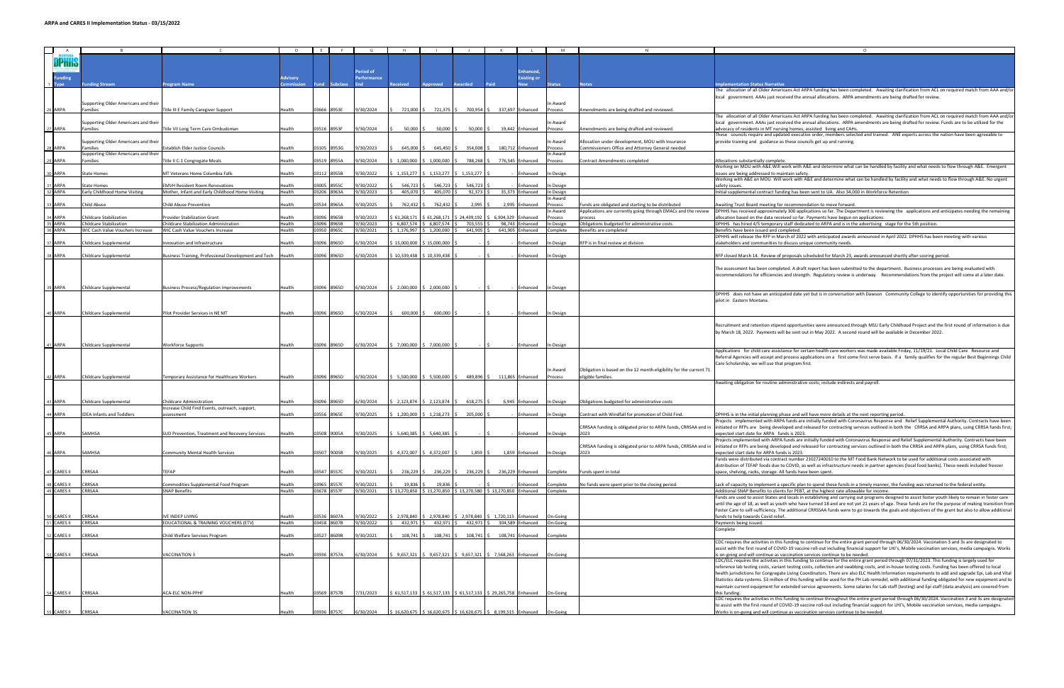# ARPA and CARES II Implementation Status - 03/15/2022

| Funding Type | Funding Stream | Program Name | Advisory Commission | Fund | Subclass | Period of Performance End | Received | Approved | Awarded | Paid | Enhanced, Existing or New | Status | Notes | Implementation Status Narrative |
|---|---|---|---|---|---|---|---|---|---|---|---|---|---|---|
| ARPA | Supporting Older Americans and their Families | Title III E Family Caregiver Support | Health | 03666 | 8953E | 9/30/2024 | $ 721,000 | $ 721,375 | $ 700,954 | $ 337,697 | Enhanced | In Award Process | Amendments are being drafted and reviewed. | The allocation of all Older Americans Act ARPA funding has been completed. Awaiting clarification from ACL on required match from AAA and/or local government. AAAs just received the annual allocations. ARPA amendments are being drafted for review. |
| ARPA | Supporting Older Americans and their Families | Title VII Long Term Care Ombudsman | Health | 03516 | 8953F | 9/30/2024 | $ 50,000 | $ 50,000 | $ 50,000 | $ 19,442 | Enhanced | In Award Process | Amendments are being drafted and reviewed. | The allocation of all Older Americans Act ARPA funding has been completed. Awaiting clarification from ACL on required match from AAA and/or local government. AAAs just received the annual allocations. ARPA amendments are being drafted for review. Funds are to be utilized for the advocacy of residents in MT nursing homes, assisted living and CAHs. |
| ARPA | Supporting Older Americans and their Families | Establish Elder Justice Councils | Health | 03105 | 8953G | 9/30/2023 | $ 645,000 | $ 645,450 | $ 354,008 | $ 180,712 | Enhanced | In Award Process | Allocation under development, MOU with Insurance Commissioners Office and Attorney General needed | These councils require and updated executive order, members selected and trained. ANE experts across the nation have been agreeable to provide training and guidance as these councils get up and running. |
| ARPA | Supporting Older Americans and their Families | Title II C-1 Congregate Meals | Health | 03519 | 8955A | 9/30/2024 | $ 1,000,000 | $ 1,000,000 | $ 788,268 | $ 776,545 | Enhanced | In Award Process | Contract Amendments completed | Allocations substantially complete. |
| ARPA | State Homes | MT Veterans Home Columbia Falls | Health | 03112 | 8955B | 9/30/2022 | $ 1,153,277 | $ 1,153,277 | $ 1,153,277 | $ - | Enhanced | In Design | | Working on MOU with A&E Will work with A&E and determine what can be handled by facility and what needs to flow through A&E. Emergent issues are being addressed to maintain safety. |
| ARPA | State Homes | EMVH Resident Room Renovations | Health | 03005 | 8955C | 9/30/2022 | $ 546,723 | $ 546,723 | $ 546,723 | $ - | Enhanced | In Design | | Working with A&E on MOU. Will work with A&E and determine what can be handled by facility and what needs to flow through A&E. No urgent safety issues. |
| ARPA | Early Childhood Home Visiting | Mother, Infant and Early Childhood Home Visiting | Health | 03206 | 8963A | 9/30/2023 | $ 405,070 | $ 405,070 | $ 92,373 | $ 35,373 | Enhanced | In Design | | Initial supplemental contract funding has been sent to LIA. Also 34,000 in Workforce Retention |
| ARPA | Child Abuse | Child Abuse Prevention | Health | 03534 | 8965A | 9/30/2025 | $ 762,432 | $ 762,432 | $ 2,995 | $ 2,995 | Enhanced | In Award Process | Funds are obligated and starting to be distributed | Awaiting Trust Board meeting for recommendation to move forward. |
| ARPA | Childcare Stabilization | Provider Stabilization Grant | Health | 03096 | 8965B | 9/30/2023 | $ 61,268,171 | $ 61,268,171 | $ 24,439,192 | $ 6,904,329 | Enhanced | In Award Process | Applications are currently going through EMACs and the review process | DPHHS has received approximately 300 applications so far. The Department is reviewing the applications and anticipates needing the remaining allocation based on the data received so far. Payments have begun on applications. |
| ARPA | Childcare Stabilization | Childcare Stabilization Administration | Health | 03096 | 8965B | 9/30/2023 | $ 6,807,574 | $ 6,807,574 | $ 703,555 | $ 98,743 | Enhanced | In Design | Obligations budgeted for administrative costs | DPHHS has hired 4/5 temporary staff dedicated to ARPA and is in the advertising stage for the 5th position. |
| ARPA | WIC Cash Value Vouchers Increase | WIC Cash Value Vouchers Increase | Health | 03950 | 8965C | 9/30/2021 | $ 1,176,997 | $ 1,200,000 | $ 641,905 | $ 641,905 | Enhanced | Complete | Benefits are completed | Benefits have been issued and completed. |
| ARPA | Childcare Supplemental | Innovation and Infrastructure | Health | 03096 | 8965D | 6/30/2024 | $ 15,000,000 | $ 15,000,000 | $ - | $ - | Enhanced | In Design | RFP is in final review at division | DPHHS will release the RFP in March of 2022 with anticipated awards announced in April 2022. DPHHS has been meeting with various stakeholders and communities to discuss unique community needs. |
| ARPA | Childcare Supplemental | Business Training, Professional Development and Tech | Health | 03096 | 8965D | 6/30/2024 | $ 10,339,438 | $ 10,339,438 | $ - | $ - | Enhanced | In Design | | RFP closed March 14. Review of proposals scheduled for March 23, awards announced shortly after scoring period. |
| ARPA | Childcare Supplemental | Business Process/Regulation Improvements | Health | 03096 | 8965D | 6/30/2024 | $ 2,000,000 | $ 2,000,000 | $ - | $ - | Enhanced | In Design | | The assessment has been completed. A draft report has been submitted to the department. Business processes are being evaluated with recommendations for efficiencies and strength. Regulatory review is underway. Recommendations from the project will come at a later date. |
| ARPA | Childcare Supplemental | Pilot Provider Services in NE MT | Health | 03096 | 8965D | 6/30/2024 | $ 600,000 | $ 600,000 | $ - | $ - | Enhanced | In Design | | DPHHS does not have an anticipated date yet but is in conversation with Dawson Community College to identify opportunities for providing this pilot in Eastern Montana. |
| ARPA | Childcare Supplemental | Workforce Supports | Health | 03096 | 8965D | 6/30/2024 | $ 7,000,000 | $ 7,000,000 | $ - | $ - | Enhanced | In Design | | Recruitment and retention stipend opportunities were announced through MSU Early Childhood Project and the first round of information is due by March 18, 2022. Payments will be sent out in May 2022. A second round will be available in December 2022. |
| ARPA | Childcare Supplemental | Temporary Assistance for Healthcare Workers | Health | 03096 | 8965D | 6/30/2024 | $ 5,500,000 | $ 5,500,000 | $ 489,896 | $ 111,865 | Enhanced | In Award Process | Obligation is based on the 12 month eligibility for the current 71 eligible families. | Applications for child care assistance for certain health care workers was made available Friday, 11/19/21. Local Child Care Resource and Referral Agencies will accept and process applications on a first come first serve basis. If a family qualifies for the regular Best Beginnings Child Care Scholarship, we will use that program first. |
| ARPA | Childcare Supplemental | Childcare Administration | Health | 03096 | 8965D | 6/30/2024 | $ 2,123,874 | $ 2,123,874 | $ 618,275 | $ 6,945 | Enhanced | In Design | Obligations budgeted for administrative costs | Awaiting obligation for routine administrative costs; include indirects and payroll. |
| ARPA | IDEA Infants and Toddlers | Increase Child Find Events, outreach, support, assessment | Health | 03556 | 8965E | 9/30/2025 | $ 1,200,000 | $ 1,218,273 | $ 205,000 | $ - | Enhanced | In Design | Contract with Windfall for promotion of Child Find. | DPHHS is in the initial planning phase and will have more details at the next reporting period. |
| ARPA | SAMHSA | SUD Prevention, Treatment and Recovery Services | Health | 03508 | 9005A | 9/30/2025 | $ 5,640,385 | $ 5,640,385 | $ - | $ - | Enhanced | In Design | CRRSAA funding is obligated prior to ARPA funds, CRRSAA end in 2023 | Projects implemented with ARPA funds are initially funded with Coronavirus Response and Relief Supplemental Authority. Contracts have been initiated or RFPs are being developed and released for contracting services outlined in both the CRRSA and ARPA plans, using CRRSA funds first; expected start date for ARPA funds is 2023. |
| ARPA | SAMHSA | Community Mental Health Services | Health | 03507 | 9005B | 9/30/2025 | $ 4,372,007 | $ 4,372,007 | $ 1,859 | $ 1,859 | Enhanced | In Design | CRRSAA funding is obligated prior to ARPA funds, CRRSAA end in 2023 | Projects implemented with ARPA funds are initially funded with Coronavirus Response and Relief Supplemental Authority. Contracts have been initiated or RFPs are being developed and released for contracting services outlined in both the CRRSA and ARPA plans, using CRRSA funds first; expected start date for ARPA funds is 2023. |
| CARES II | CRRSAA | TEFAP | Health | 03547 | 8557C | 9/30/2021 | $ 236,229 | $ 236,229 | $ 236,229 | $ 236,229 | Enhanced | Complete | Funds spent in total | Funds were distributed via contract number 21027240010 to the MT Food Bank Network to be used for additional costs associated with distribution of TEFAP foods due to COVID, as well as infrastructure needs in partner agencies (local food banks). These needs included freezer space, shelving, racks, storage. All funds have been spent. |
| CARES II | CRRSAA | Commodities Supplemental Food Program | Health | 03965 | 8557E | 9/30/2021 | $ 19,836 | $ 19,836 | $ - | $ - | Enhanced | Complete | No funds were spent prior to the closing period. | Lack of capacity to implement a specific plan to spend these funds in a timely manner, the funding was returned to the federal entity. |
| CARES II | CRRSAA | SNAP Benefits | Health | 03678 | 8557F | 9/30/2021 | $ 13,270,850 | $ 13,270,850 | $ 13,270,580 | $ 13,270,850 | Enhanced | Complete | | Additional SNAP Benefits to clients for PEBT, at the highest rate allowable for income. |
| CARES II | CRRSAA | IVE INDEP LIVING | Health | 03536 | 8607A | 9/30/2022 | $ 2,978,840 | $ 2,978,840 | $ 2,978,840 | $ 1,720,115 | Enhanced | On-Going | | Funds are used to assist States and locals in establishing and carrying out programs designed to assist foster youth likely to remain in foster care until the age of 18, as well as youth who have turned 18 and are not yet 21 years of age. These funds are for the purpose of making transition from Foster Care to self-sufficiency. The additional CRRSSAA funds were to go towards the goals and objectives of the grant but also to allow additional funds to help towards Covid relief. |
| CARES II | CRRSAA | EDUCATIONAL & TRAINING VOUCHERS (ETV) | Health | 03458 | 8607B | 9/30/2022 | $ 432,971 | $ 432,971 | $ 432,971 | $ 304,589 | Enhanced | On-Going | | Payments being issued. |
| CARES II | CRRSAA | Child Welfare Services Program | Health | 03527 | 8609B | 9/30/2021 | $ 108,741 | $ 108,741 | $ 108,741 | $ 108,741 | Enhanced | Complete | | Complete |
| CARES II | CRRSAA | VACCINATION 3 | Health | 03936 | 8757A | 6/30/2024 | $ 9,657,321 | $ 9,657,321 | $ 9,657,321 | $ 7,568,263 | Enhanced | On-Going | | CDC requires the activities in this funding to continue for the entire grant period through 06/30/2024. Vaccination 3 and 3s are designated to assist with the first round of COVID-19 vaccine roll-out including financial support for LHJ's, Mobile vaccination services, media campaigns. Works is on-going and will continue as vaccination services continue to be needed. |
| CARES II | CRRSAA | ACA-ELC NON-PPHF | Health | 03569 | 8757B | 7/31/2023 | $ 61,517,133 | $ 61,517,133 | $ 61,517,133 | $ 29,265,758 | Enhanced | On-Going | | CDC/ELC requires the activities in this funding to continue for the entire grant period through 07/31/2023. This funding is largely used for reference lab testing costs, variant testing costs, collection and swabbing costs, and in-house testing costs. Funding has been offered to local health jurisdictions for Congregate Living Coordinators. There are also ELC Health Information requirements to add and upgrade Epi, Lab and Vital Statistics data systems. $3 million of this funding will be used for the PH Lab remodel, with additional funding obligated for new equipment and to maintain current equipment for extended service agreements. Some salaries for Lab staff (testing) and Epi staff (data analysis) are covered from this funding. |
| CARES II | CRRSAA | VACCINATION 3S | Health | 03936 | 8757C | 6/30/2024 | $ 16,620,675 | $ 16,620,675 | $ 16,620,675 | $ 8,199,515 | Enhanced | On-Going | | CDC requires the activities in this funding to continue throughout the entire grant period through 06/30/2024. Vaccination 3 and 3s are designated to assist with the first round of COVID-19 vaccine roll-out including financial support for LHJ's, Mobile vaccination services, media campaigns. Works is on-going and will continue as vaccination services continue to be needed. |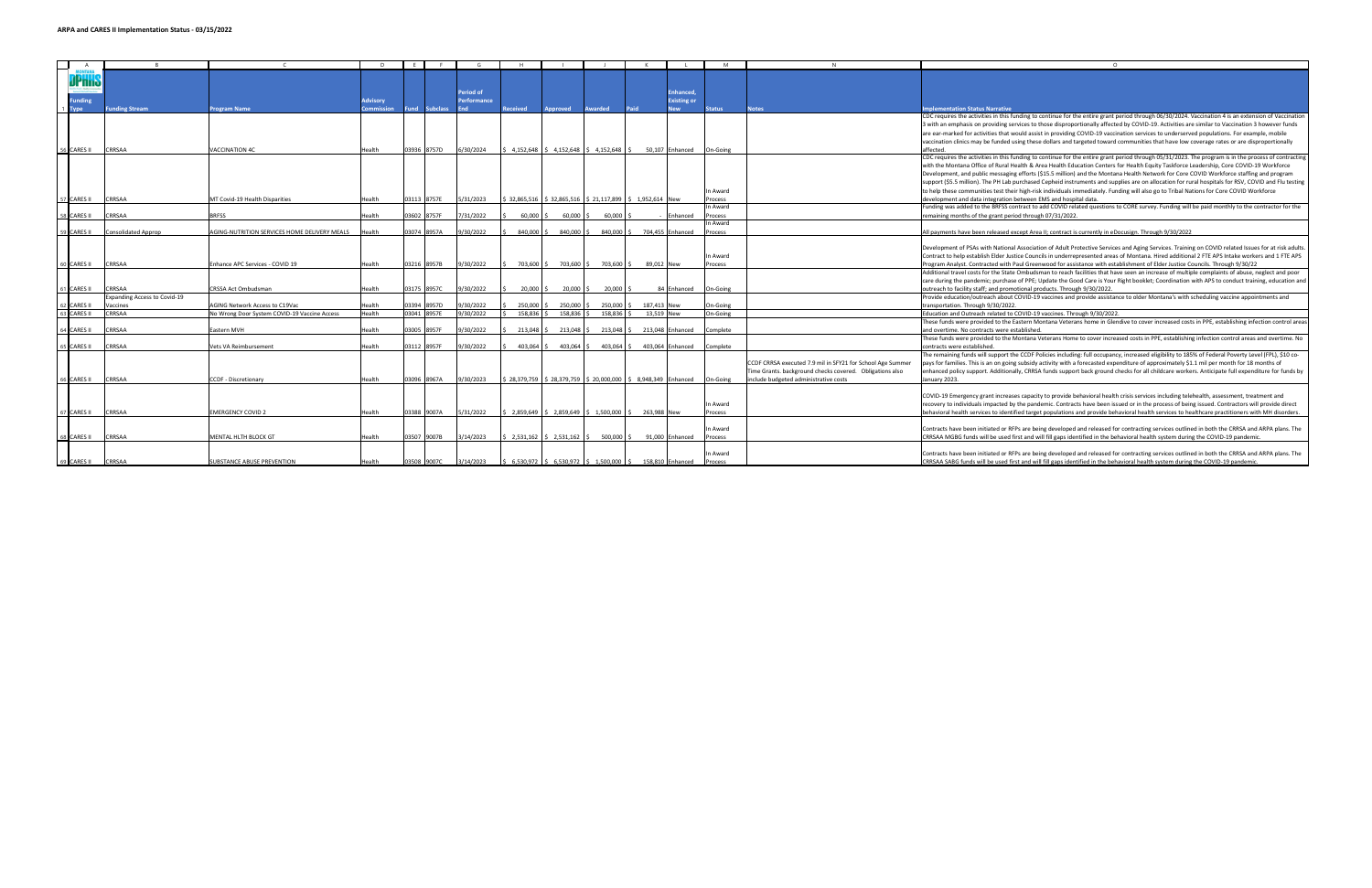**ARPA and CARES II Implementation Status - 03/15/2022**

| Funding Type | Funding Stream | Program Name | Advisory Commission | Fund | Subclass | Period of Performance End | Received | Approved | Awarded | Paid | Enhanced, Existing or New | Status | Notes | Implementation Status Narrative |
|---|---|---|---|---|---|---|---|---|---|---|---|---|---|---|
| CARES II | CRRSAA | VACCINATION 4C | Health | 03936 | 8757D | 6/30/2024 | $ 4,152,648 | $ 4,152,648 | $ 4,152,648 | $ 50,107 | Enhanced | On-Going | | CDC requires the activities in this funding to continue for the entire grant period through 06/30/2024. Vaccination 4 is an extension of Vaccination 3 with an emphasis on providing services to those disproportionally affected by COVID-19. Activities are similar to Vaccination 3 however funds are ear-marked for activities that would assist in providing COVID-19 vaccination services to underserved populations. For example, mobile vaccination clinics may be funded using these dollars and targeted toward communities that have low coverage rates or are disproportionally affected. |
| CARES II | CRRSAA | MT Covid-19 Health Disparities | Health | 03113 | 8757E | 5/31/2023 | $ 32,865,516 | $ 32,865,516 | $ 21,117,899 | $ 1,952,614 | New | In Award Process | | CDC requires the activities in this funding to continue for the entire grant period through 05/31/2023. The program is in the process of contracting with the Montana Office of Rural Health & Area Health Education Centers for Health Equity Taskforce Leadership, Core COVID-19 Workforce Development, and public messaging efforts ($15.5 million) and the Montana Health Network for Core COVID Workforce staffing and program support ($5.5 million). The PH Lab purchased Cepheid instruments and supplies are on allocation for rural hospitals for RSV, COVID and Flu testing to help these communities test their high-risk individuals immediately. Funding will also go to Tribal Nations for Core COVID Workforce development and data integration between EMS and hospital data. |
| CARES II | CRRSAA | BRFSS | Health | 03602 | 8757F | 7/31/2022 | $ 60,000 | $ 60,000 | $ 60,000 | $ - | Enhanced | In Award Process | | Funding was added to the BRFSS contract to add COVID related questions to CORE survey. Funding will be paid monthly to the contractor for the remaining months of the grant period through 07/31/2022. |
| CARES II | Consolidated Approp | AGING-NUTRITION SERVICES HOME DELIVERY MEALS | Health | 03074 | 8957A | 9/30/2022 | $ 840,000 | $ 840,000 | $ 840,000 | $ 704,455 | Enhanced | In Award Process | | All payments have been released except Area II; contract is currently in eDocusign. Through 9/30/2022 |
| CARES II | CRRSAA | Enhance APC Services - COVID 19 | Health | 03216 | 8957B | 9/30/2022 | $ 703,600 | $ 703,600 | $ 703,600 | $ 89,012 | New | In Award Process | | Development of PSAs with National Association of Adult Protective Services and Aging Services. Training on COVID related issues for at risk adults. Contract to help establish Elder Justice Councils in underrepresented areas of Montana. Hired additional 2 FTE APS Intake workers and 1 FTE APS Program Analyst. Contracted with Paul Greenwood for assistance with establishment of Elder Justice Councils. Through 9/30/22 |
| CARES II | CRRSAA | CRSSA Act Ombudsman | Health | 03175 | 8957C | 9/30/2022 | $ 20,000 | $ 20,000 | $ 20,000 | $ 84 | Enhanced | On-Going | | Additional travel costs for the State Ombudsman to reach facilities that have seen an increase of multiple complaints of abuse, neglect and poor care during the pandemic; purchase of PPE; Update the Good Care is Your Right booklet; Coordination with APS to conduct training, education and outreach to facility staff; and promotional products. Through 9/30/2022. |
| CARES II | Expanding Access to Covid-19 Vaccines | AGING Network Access to C19Vac | Health | 03394 | 8957D | 9/30/2022 | $ 250,000 | $ 250,000 | $ 250,000 | $ 187,413 | New | On-Going | | Provide education/outreach about COVID-19 vaccines and provide assistance to older Montana's with scheduling vaccine appointments and transportation. Through 9/30/2022. |
| CARES II | CRRSAA | No Wrong Door System COVID-19 Vaccine Access | Health | 03041 | 8957E | 9/30/2022 | $ 158,836 | $ 158,836 | $ 158,836 | $ 13,519 | New | On-Going | | Education and Outreach related to COVID-19 vaccines. Through 9/30/2022. |
| CARES II | CRRSAA | Eastern MVH | Health | 03005 | 8957F | 9/30/2022 | $ 213,048 | $ 213,048 | $ 213,048 | $ 213,048 | Enhanced | Complete | | These funds were provided to the Eastern Montana Veterans home in Glendive to cover increased costs in PPE, establishing infection control areas and overtime. No contracts were established. |
| CARES II | CRRSAA | Vets VA Reimbursement | Health | 03112 | 8957F | 9/30/2022 | $ 403,064 | $ 403,064 | $ 403,064 | $ 403,064 | Enhanced | Complete | | These funds were provided to the Montana Veterans Home to cover increased costs in PPE, establishing infection control areas and overtime. No contracts were established. |
| CARES II | CRRSAA | CCDF - Discretionary | Health | 03096 | 8967A | 9/30/2023 | $ 28,379,759 | $ 28,379,759 | $ 20,000,000 | $ 8,948,349 | Enhanced | On-Going | CCDF CRRSA executed 7.9 mil in SFY21 for School Age Summer Time Grants. background checks covered. Obligations also include budgeted administrative costs | The remaining funds will support the CCDF Policies including: full occupancy, increased eligibility to 185% of Federal Poverty Level (FPL), $10 co-pays for families. This is an on going subsidy activity with a forecasted expenditure of approximately $1.1 mil per month for 18 months of enhanced policy support. Additionally, CRRSA funds support back ground checks for all childcare workers. Anticipate full expenditure for funds by January 2023. |
| CARES II | CRRSAA | EMERGENCY COVID 2 | Health | 03388 | 9007A | 5/31/2022 | $ 2,859,649 | $ 2,859,649 | $ 1,500,000 | $ 263,988 | New | In Award Process | | COVID-19 Emergency grant increases capacity to provide behavioral health crisis services including telehealth, assessment, treatment and recovery to individuals impacted by the pandemic. Contracts have been issued or in the process of being issued. Contractors will provide direct behavioral health services to identified target populations and provide behavioral health services to healthcare practitioners with MH disorders. |
| CARES II | CRRSAA | MENTAL HLTH BLOCK GT | Health | 03507 | 9007B | 3/14/2023 | $ 2,531,162 | $ 2,531,162 | $ 500,000 | $ 91,000 | Enhanced | In Award Process | | Contracts have been initiated or RFPs are being developed and released for contracting services outlined in both the CRRSA and ARPA plans. The CRRSAA MGBG funds will be used first and will fill gaps identified in the behavioral health system during the COVID-19 pandemic. |
| CARES II | CRRSAA | SUBSTANCE ABUSE PREVENTION | Health | 03508 | 9007C | 3/14/2023 | $ 6,530,972 | $ 6,530,972 | $ 1,500,000 | $ 158,810 | Enhanced | In Award Process | | Contracts have been initiated or RFPs are being developed and released for contracting services outlined in both the CRRSA and ARPA plans. The CRRSAA SABG funds will be used first and will fill gaps identified in the behavioral health system during the COVID-19 pandemic. |